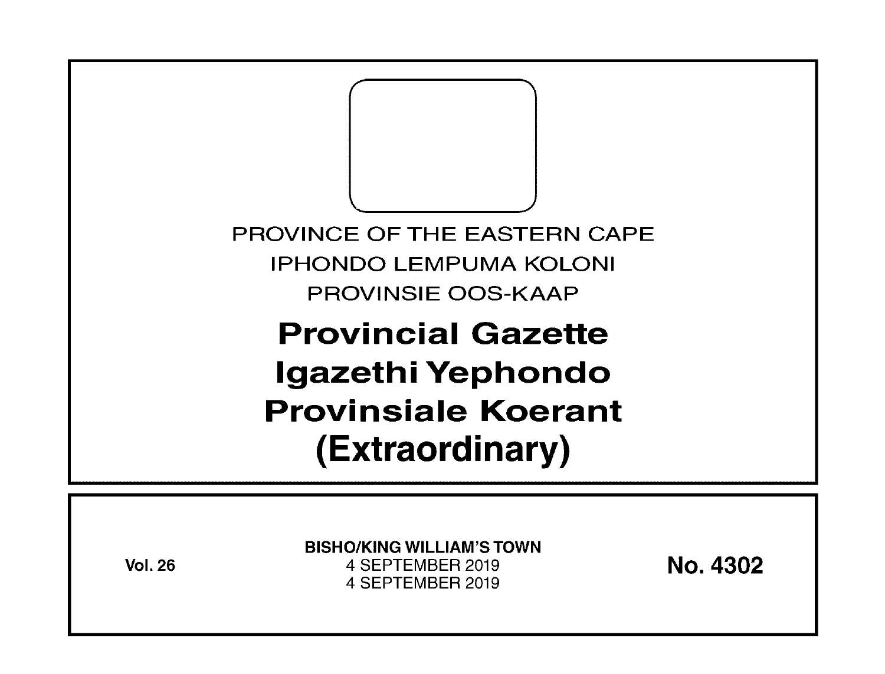PROVINCE OF THE EASTERN CAPE

IPHONDO LEMPUMA KOLONI

PROVINSIE OOS-KAAP

# Provincial Gazette
# Igazethi Yephondo
# Provinsiale Koerant
# (Extraordinary)

**Vol. 26**

**BISHO/KING WILLIAM'S TOWN**
4 SEPTEMBER 2019
4 SEPTEMBER 2019

**No. 4302**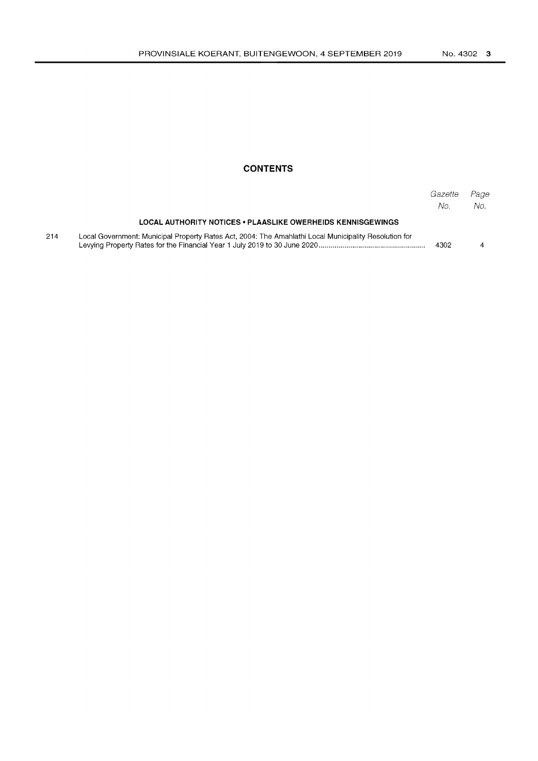## CONTENTS

| | | Gazette No. | Page No. |
|---|---|---|---|
| | **LOCAL AUTHORITY NOTICES • PLAASLIKE OWERHEIDS KENNISGEWINGS** | | |
| 214 | Local Government: Municipal Property Rates Act, 2004: The Amahlathi Local Municipality Resolution for Levying Property Rates for the Financial Year 1 July 2019 to 30 June 2020 | 4302 | 4 |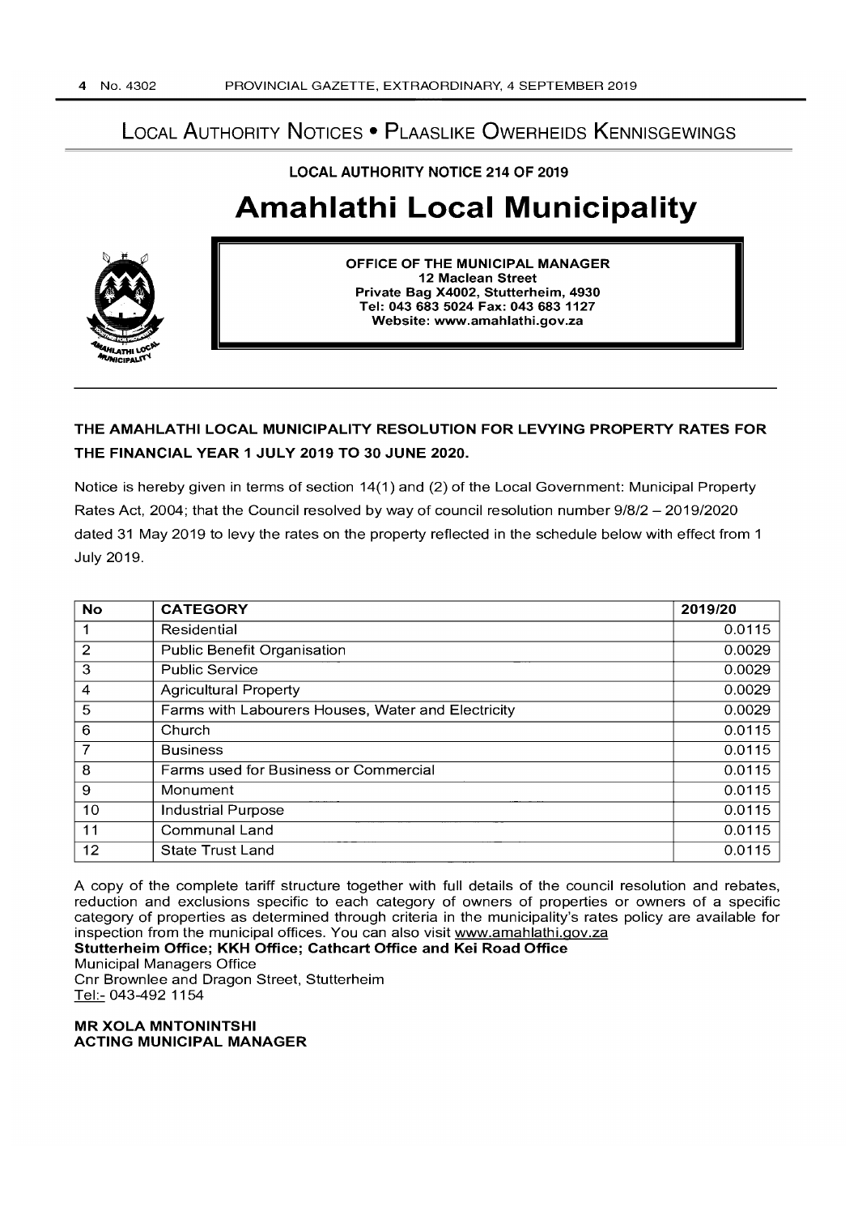# Local Authority Notices • Plaaslike Owerheids Kennisgewings

## LOCAL AUTHORITY NOTICE 214 OF 2019

# Amahlathi Local Municipality

**OFFICE OF THE MUNICIPAL MANAGER**
**12 Maclean Street**
**Private Bag X4002, Stutterheim, 4930**
**Tel: 043 683 5024 Fax: 043 683 1127**
**Website: www.amahlathi.gov.za**

### THE AMAHLATHI LOCAL MUNICIPALITY RESOLUTION FOR LEVYING PROPERTY RATES FOR THE FINANCIAL YEAR 1 JULY 2019 TO 30 JUNE 2020.

Notice is hereby given in terms of section 14(1) and (2) of the Local Government: Municipal Property Rates Act, 2004; that the Council resolved by way of council resolution number 9/8/2 – 2019/2020 dated 31 May 2019 to levy the rates on the property reflected in the schedule below with effect from 1 July 2019.

| No | CATEGORY | 2019/20 |
|---|---|---|
| 1 | Residential | 0.0115 |
| 2 | Public Benefit Organisation | 0.0029 |
| 3 | Public Service | 0.0029 |
| 4 | Agricultural Property | 0.0029 |
| 5 | Farms with Labourers Houses, Water and Electricity | 0.0029 |
| 6 | Church | 0.0115 |
| 7 | Business | 0.0115 |
| 8 | Farms used for Business or Commercial | 0.0115 |
| 9 | Monument | 0.0115 |
| 10 | Industrial Purpose | 0.0115 |
| 11 | Communal Land | 0.0115 |
| 12 | State Trust Land | 0.0115 |

A copy of the complete tariff structure together with full details of the council resolution and rebates, reduction and exclusions specific to each category of owners of properties or owners of a specific category of properties as determined through criteria in the municipality's rates policy are available for inspection from the municipal offices. You can also visit www.amahlathi.gov.za

**Stutterheim Office; KKH Office; Cathcart Office and Kei Road Office**
Municipal Managers Office
Cnr Brownlee and Dragon Street, Stutterheim
Tel:- 043-492 1154

**MR XOLA MNTONINTSHI**
**ACTING MUNICIPAL MANAGER**